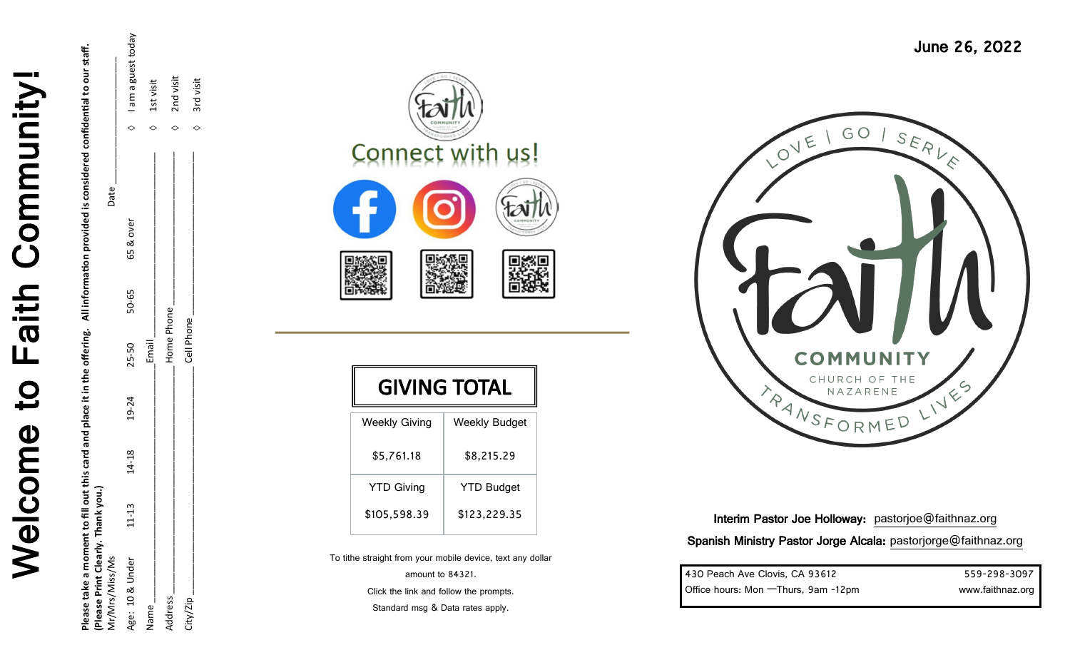# Welcome to Faith Community!

**Please take a moment to fill out this card and place it in the offering. All information provided is considered confidential to our staff. (Please Print Clearly. Thank you.)**

Mr/Mrs/Miss/Ms _______________ Date _______________

Age: 10 & Under 11-13 14-18 19-24 25-50 50-65 65 & over

◇ I am a guest today

Name _______________ Email _______________

◇ 1st visit

Address _______________ Home Phone _______________

◇ 2nd visit

City/Zip _______________ Cell Phone _______________

◇ 3rd visit

## Connect with us!

## GIVING TOTAL

| Weekly Giving | Weekly Budget |
|---|---|
| $5,761.18 | $8,215.29 |
| **YTD Giving** | **YTD Budget** |
| $105,598.39 | $123,229.35 |

To tithe straight from your mobile device, text any dollar amount to 84321.
Click the link and follow the prompts.
Standard msg & Data rates apply.

**June 26, 2022**

LOVE | GO | SERVE

Faith

COMMUNITY
CHURCH OF THE NAZARENE

TRANSFORMED LIVES

**Interim Pastor Joe Holloway:** pastorjoe@faithnaz.org

**Spanish Ministry Pastor Jorge Alcala:** pastorjorge@faithnaz.org

430 Peach Ave Clovis, CA 93612 | 559-298-3097
Office hours: Mon —Thurs, 9am -12pm | www.faithnaz.org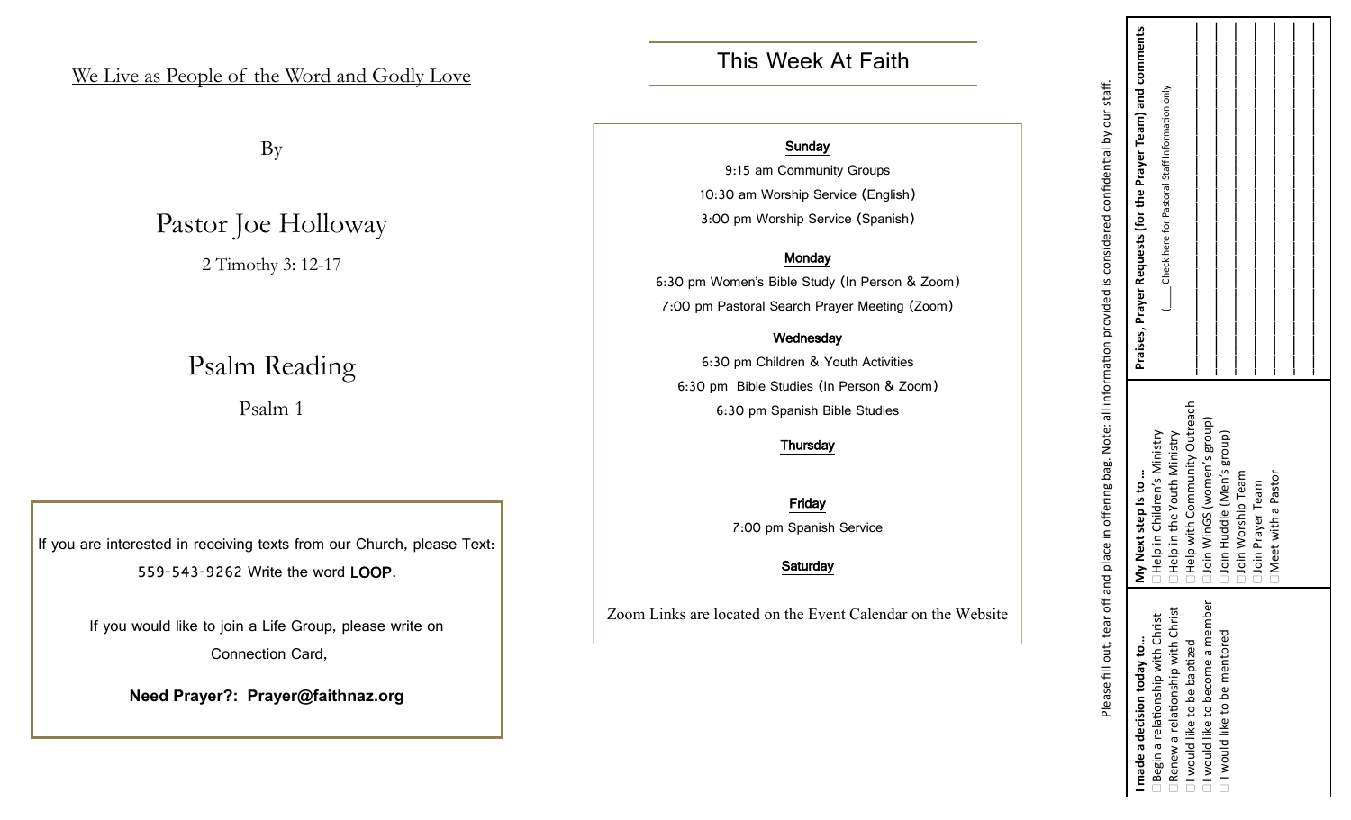We Live as People of the Word and Godly Love

By

Pastor Joe Holloway

2 Timothy 3: 12-17

Psalm Reading

Psalm 1

If you are interested in receiving texts from our Church, please Text: 559-543-9262 Write the word **LOOP**.

If you would like to join a Life Group, please write on Connection Card,

**Need Prayer?: Prayer@faithnaz.org**

## This Week At Faith

**Sunday**

9:15 am Community Groups

10:30 am Worship Service (English)

3:00 pm Worship Service (Spanish)

**Monday**

6:30 pm Women's Bible Study (In Person & Zoom)

7:00 pm Pastoral Search Prayer Meeting (Zoom)

**Wednesday**

6:30 pm Children & Youth Activities

6:30 pm Bible Studies (In Person & Zoom)

6:30 pm Spanish Bible Studies

**Thursday**

**Friday**

7:00 pm Spanish Service

**Saturday**

Zoom Links are located on the Event Calendar on the Website

Please fill out, tear off and place in offering bag. Note: all information provided is considered confidential by our staff.

**I made a decision today to…**

- ☐ Begin a relationship with Christ
- ☐ Renew a relationship with Christ
- ☐ I would like to be baptized
- ☐ I would like to become a member
- ☐ I would like to be mentored

**My Next step is to …**

- ☐ Help in Children's Ministry
- ☐ Help in the Youth Ministry
- ☐ Help with Community Outreach
- ☐ Join WinGS (women's group)
- ☐ Join Huddle (Men's group)
- ☐ Join Worship Team
- ☐ Join Prayer Team
- ☐ Meet with a Pastor

**Praises, Prayer Requests (for the Prayer Team) and comments**

(___ Check here for Pastoral Staff Information only

___________________________________

___________________________________

___________________________________

___________________________________

___________________________________

___________________________________

___________________________________